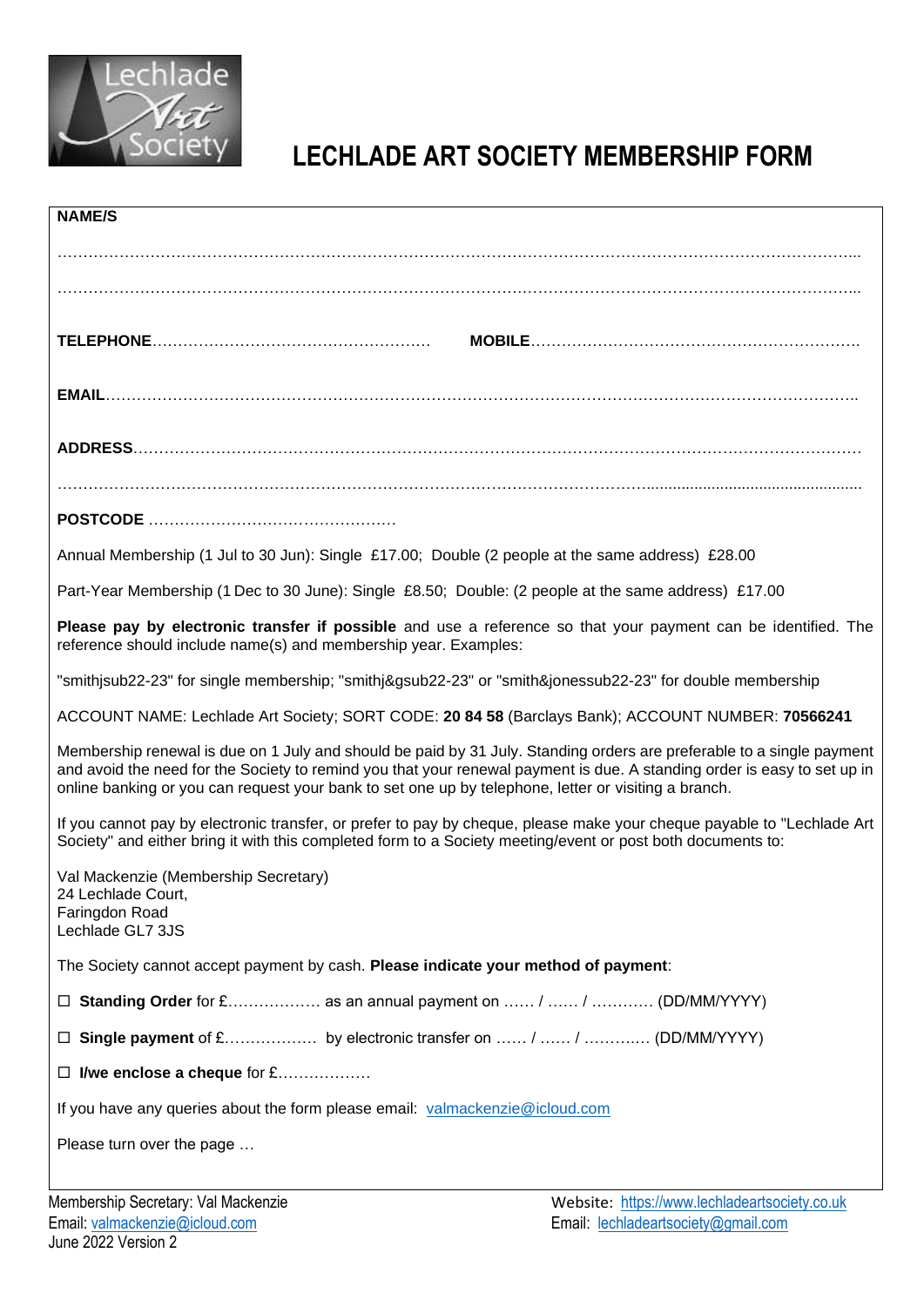# LECHLADE ART SOCIETY MEMBERSHIP FORM

**NAME/S**

……………………………………………………………………………………………………………………………...

……………………………………………………………………………………………………………………………...

**TELEPHONE**……………………………………………… **MOBILE**……………………………………………………….

**EMAIL**…………………………………………………………………………………………………………………………..

**ADDRESS**……………………………………………………………………………………………………………………

…………………………………………………………………………………………………………………………………

**POSTCODE** …………………………………………

Annual Membership (1 Jul to 30 Jun): Single £17.00; Double (2 people at the same address) £28.00

Part-Year Membership (1 Dec to 30 June): Single £8.50; Double: (2 people at the same address) £17.00

**Please pay by electronic transfer if possible** and use a reference so that your payment can be identified. The reference should include name(s) and membership year. Examples:

"smithjsub22-23" for single membership; "smithj&gsub22-23" or "smith&jonessub22-23" for double membership

ACCOUNT NAME: Lechlade Art Society; SORT CODE: **20 84 58** (Barclays Bank); ACCOUNT NUMBER: **70566241**

Membership renewal is due on 1 July and should be paid by 31 July. Standing orders are preferable to a single payment and avoid the need for the Society to remind you that your renewal payment is due. A standing order is easy to set up in online banking or you can request your bank to set one up by telephone, letter or visiting a branch.

If you cannot pay by electronic transfer, or prefer to pay by cheque, please make your cheque payable to "Lechlade Art Society" and either bring it with this completed form to a Society meeting/event or post both documents to:

Val Mackenzie (Membership Secretary)
24 Lechlade Court,
Faringdon Road
Lechlade GL7 3JS

The Society cannot accept payment by cash. **Please indicate your method of payment**:

☐ **Standing Order** for £……………… as an annual payment on …… / …… / ………… (DD/MM/YYYY)

☐ **Single payment** of £……………… by electronic transfer on …… / …… / ………… (DD/MM/YYYY)

☐ **I/we enclose a cheque** for £………………

If you have any queries about the form please email: valmackenzie@icloud.com

Please turn over the page …

Membership Secretary: Val Mackenzie
Email: valmackenzie@icloud.com
June 2022 Version 2

Website: https://www.lechladeartsociety.co.uk
Email: lechladeartsociety@gmail.com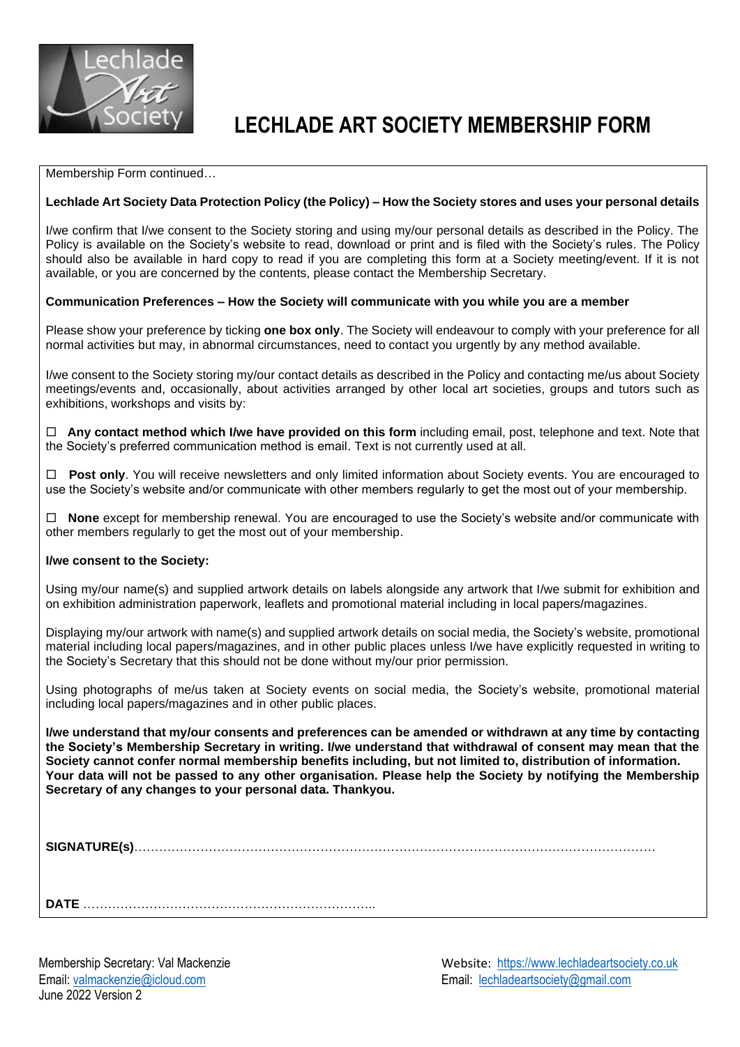# LECHLADE ART SOCIETY MEMBERSHIP FORM

Membership Form continued…

**Lechlade Art Society Data Protection Policy (the Policy) – How the Society stores and uses your personal details**

I/we confirm that I/we consent to the Society storing and using my/our personal details as described in the Policy. The Policy is available on the Society's website to read, download or print and is filed with the Society's rules. The Policy should also be available in hard copy to read if you are completing this form at a Society meeting/event. If it is not available, or you are concerned by the contents, please contact the Membership Secretary.

**Communication Preferences – How the Society will communicate with you while you are a member**

Please show your preference by ticking **one box only**. The Society will endeavour to comply with your preference for all normal activities but may, in abnormal circumstances, need to contact you urgently by any method available.

I/we consent to the Society storing my/our contact details as described in the Policy and contacting me/us about Society meetings/events and, occasionally, about activities arranged by other local art societies, groups and tutors such as exhibitions, workshops and visits by:

☐ **Any contact method which I/we have provided on this form** including email, post, telephone and text. Note that the Society's preferred communication method is email. Text is not currently used at all.

☐ **Post only**. You will receive newsletters and only limited information about Society events. You are encouraged to use the Society's website and/or communicate with other members regularly to get the most out of your membership.

☐ **None** except for membership renewal. You are encouraged to use the Society's website and/or communicate with other members regularly to get the most out of your membership.

**I/we consent to the Society:**

Using my/our name(s) and supplied artwork details on labels alongside any artwork that I/we submit for exhibition and on exhibition administration paperwork, leaflets and promotional material including in local papers/magazines.

Displaying my/our artwork with name(s) and supplied artwork details on social media, the Society's website, promotional material including local papers/magazines, and in other public places unless I/we have explicitly requested in writing to the Society's Secretary that this should not be done without my/our prior permission.

Using photographs of me/us taken at Society events on social media, the Society's website, promotional material including local papers/magazines and in other public places.

**I/we understand that my/our consents and preferences can be amended or withdrawn at any time by contacting the Society's Membership Secretary in writing. I/we understand that withdrawal of consent may mean that the Society cannot confer normal membership benefits including, but not limited to, distribution of information. Your data will not be passed to any other organisation. Please help the Society by notifying the Membership Secretary of any changes to your personal data. Thankyou.**

**SIGNATURE(s)**……………………………………………………………………………………………………………

**DATE** ……………………………………………………………..

Membership Secretary: Val Mackenzie
Email: valmackenzie@icloud.com
June 2022 Version 2

Website: https://www.lechladeartsociety.co.uk
Email: lechladeartsociety@gmail.com